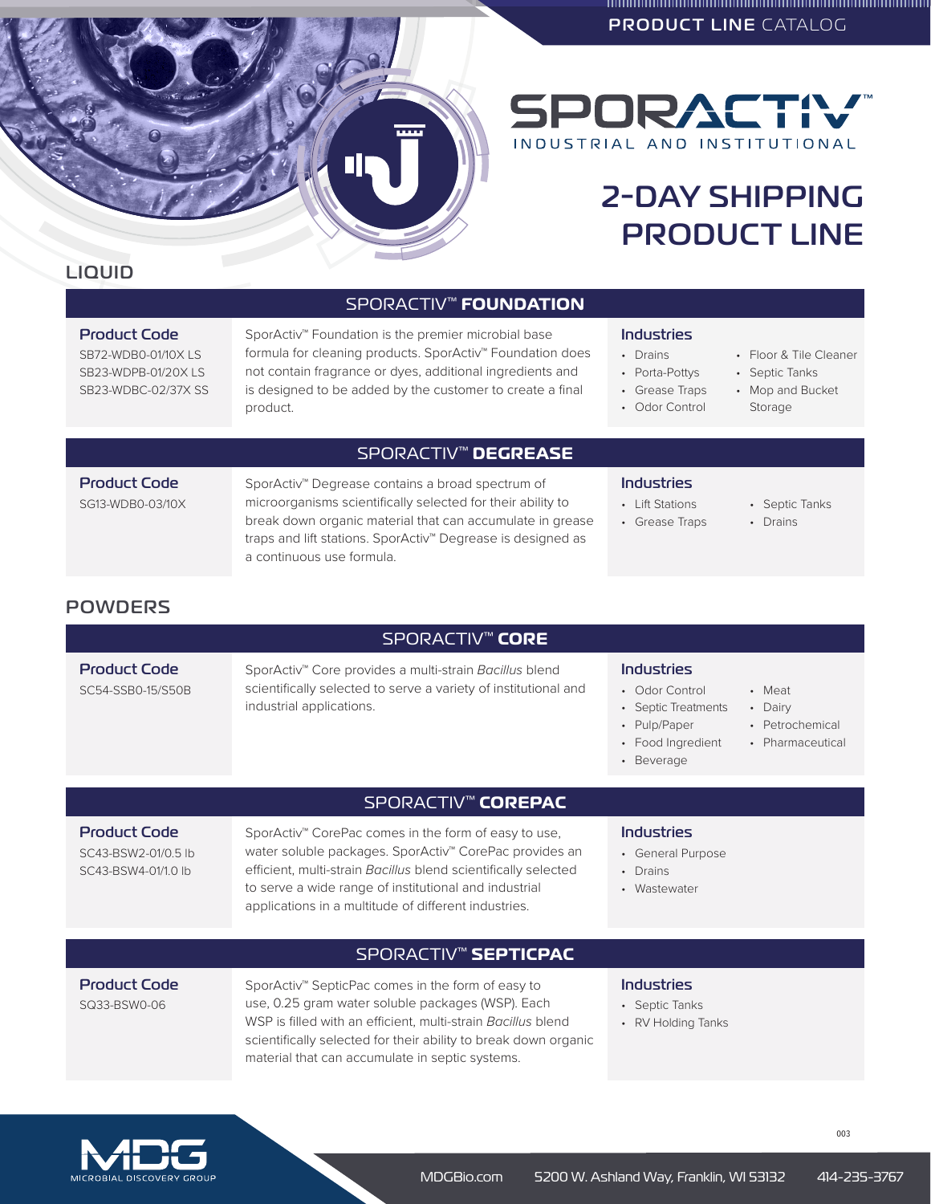PRODUCT LINE CATALOG

# SPORACTIV™

INDUSTRIAL AND INSTITUTIONAL

# 2-DAY SHIPPING PRODUCT LINE

## LIQUID

### SPORACTIV™ FOUNDATION

**Product Code**

SB72-WDB0-01/10X LS
SB23-WDPB-01/20X LS
SB23-WDBC-02/37X SS

SporActiv™ Foundation is the premier microbial base formula for cleaning products. SporActiv™ Foundation does not contain fragrance or dyes, additional ingredients and is designed to be added by the customer to create a final product.

**Industries**

- Drains
- Porta-Pottys
- Grease Traps
- Odor Control
- Floor & Tile Cleaner
- Septic Tanks
- Mop and Bucket Storage

### SPORACTIV™ DEGREASE

**Product Code**

SG13-WDB0-03/10X

SporActiv™ Degrease contains a broad spectrum of microorganisms scientifically selected for their ability to break down organic material that can accumulate in grease traps and lift stations. SporActiv™ Degrease is designed as a continuous use formula.

**Industries**

- Lift Stations
- Grease Traps
- Septic Tanks
- Drains

## POWDERS

### SPORACTIV™ CORE

**Product Code**

SC54-SSB0-15/S50B

SporActiv™ Core provides a multi-strain *Bacillus* blend scientifically selected to serve a variety of institutional and industrial applications.

**Industries**

- Odor Control
- Septic Treatments
- Pulp/Paper
- Food Ingredient
- Beverage
- Meat
- Dairy
- Petrochemical
- Pharmaceutical

### SPORACTIV™ COREPAC

**Product Code**

SC43-BSW2-01/0.5 lb
SC43-BSW4-01/1.0 lb

SporActiv™ CorePac comes in the form of easy to use, water soluble packages. SporActiv™ CorePac provides an efficient, multi-strain *Bacillus* blend scientifically selected to serve a wide range of institutional and industrial applications in a multitude of different industries.

**Industries**

- General Purpose
- Drains
- Wastewater

### SPORACTIV™ SEPTICPAC

**Product Code**

SQ33-BSW0-06

SporActiv™ SepticPac comes in the form of easy to use, 0.25 gram water soluble packages (WSP). Each WSP is filled with an efficient, multi-strain *Bacillus* blend scientifically selected for their ability to break down organic material that can accumulate in septic systems.

**Industries**

- Septic Tanks
- RV Holding Tanks

MDG MICROBIAL DISCOVERY GROUP

MDGBio.com 5200 W. Ashland Way, Franklin, WI 53132 414-235-3767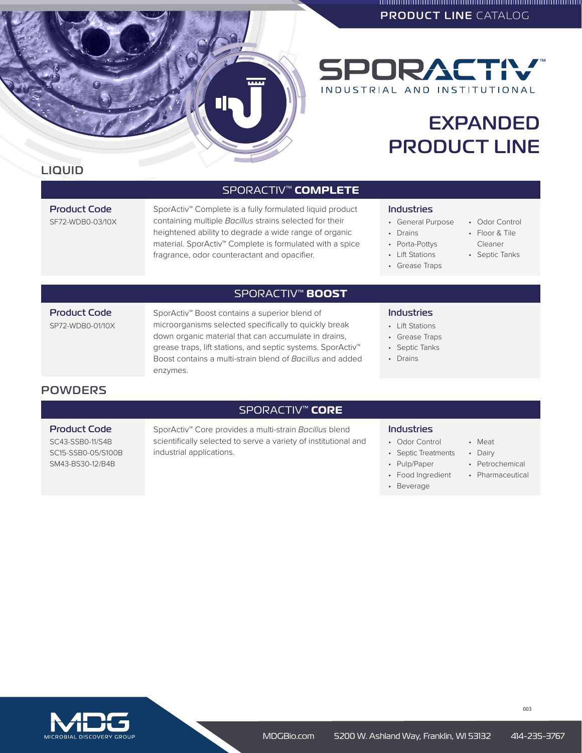PRODUCT LINE CATALOG

# SPORACTIV™

INDUSTRIAL AND INSTITUTIONAL

# EXPANDED PRODUCT LINE

## LIQUID

### SPORACTIV™ COMPLETE

**Product Code**

SF72-WDB0-03/10X

SporActiv™ Complete is a fully formulated liquid product containing multiple *Bacillus* strains selected for their heightened ability to degrade a wide range of organic material. SporActiv™ Complete is formulated with a spice fragrance, odor counteractant and opacifier.

**Industries**

- General Purpose
- Drains
- Porta-Pottys
- Lift Stations
- Grease Traps
- Odor Control
- Floor & Tile Cleaner
- Septic Tanks

### SPORACTIV™ BOOST

**Product Code**

SP72-WDB0-01/10X

SporActiv™ Boost contains a superior blend of microorganisms selected specifically to quickly break down organic material that can accumulate in drains, grease traps, lift stations, and septic systems. SporActiv™ Boost contains a multi-strain blend of *Bacillus* and added enzymes.

**Industries**

- Lift Stations
- Grease Traps
- Septic Tanks
- Drains

## POWDERS

### SPORACTIV™ CORE

**Product Code**

SC43-SSB0-11/S4B
SC15-SSB0-05/S100B
SM43-BS30-12/B4B

SporActiv™ Core provides a multi-strain *Bacillus* blend scientifically selected to serve a variety of institutional and industrial applications.

**Industries**

- Odor Control
- Septic Treatments
- Pulp/Paper
- Food Ingredient
- Beverage
- Meat
- Dairy
- Petrochemical
- Pharmaceutical

MDG MICROBIAL DISCOVERY GROUP

MDGBio.com 5200 W. Ashland Way, Franklin, WI 53132 414-235-3767